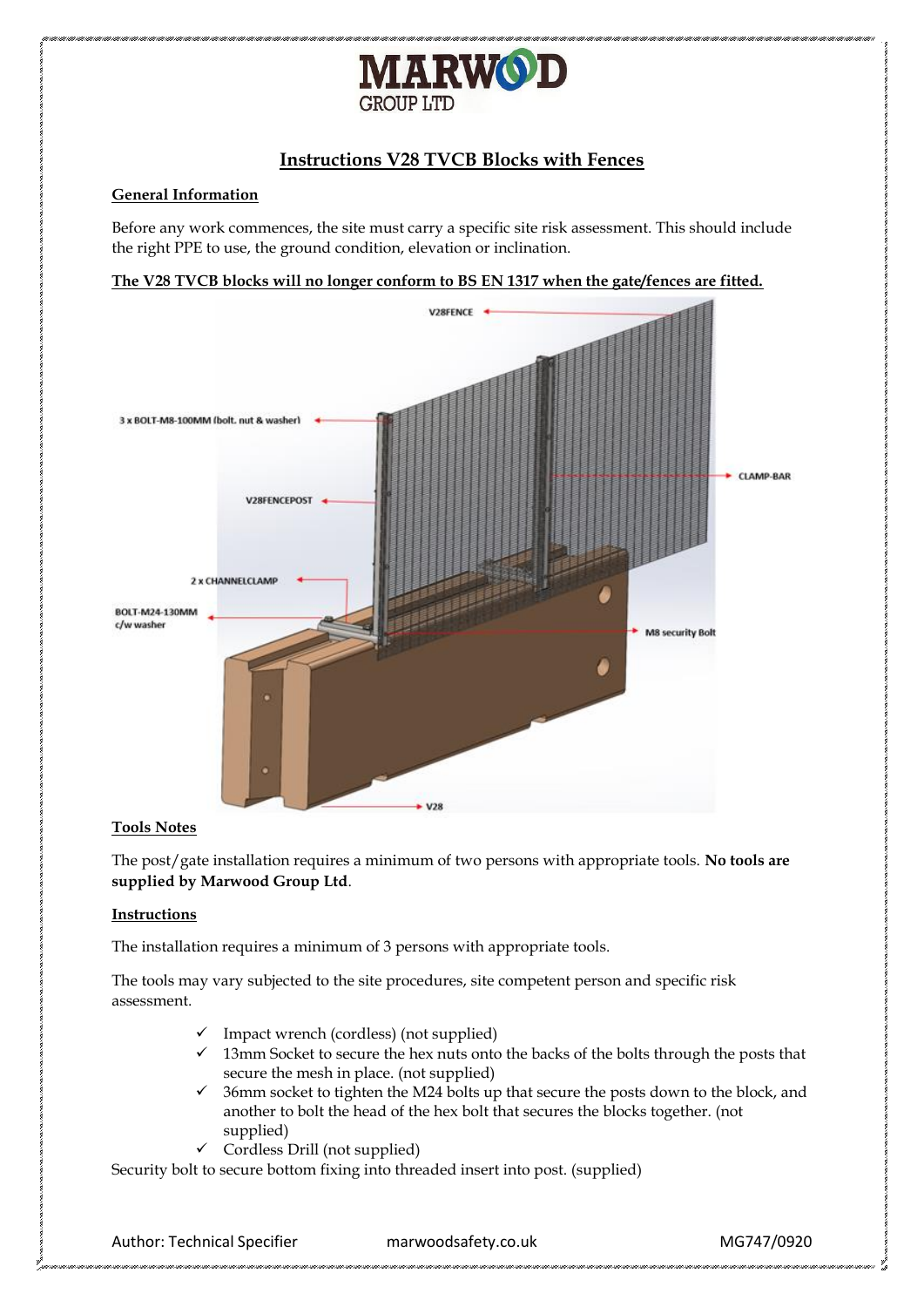# Instructions V28 TVCB Blocks with Fences

## General Information

Before any work commences, the site must carry a specific site risk assessment. This should include the right PPE to use, the ground condition, elevation or inclination.

**The V28 TVCB blocks will no longer conform to BS EN 1317 when the gate/fences are fitted.**

V28FENCE

3 x BOLT-M8-100MM (bolt. nut & washer)

CLAMP-BAR

V28FENCEPOST

2 x CHANNELCLAMP

BOLT-M24-130MM c/w washer

M8 security Bolt

V28

## Tools Notes

The post/gate installation requires a minimum of two persons with appropriate tools. **No tools are supplied by Marwood Group Ltd**.

## Instructions

The installation requires a minimum of 3 persons with appropriate tools.

The tools may vary subjected to the site procedures, site competent person and specific risk assessment.

- ✓ Impact wrench (cordless) (not supplied)
- ✓ 13mm Socket to secure the hex nuts onto the backs of the bolts through the posts that secure the mesh in place. (not supplied)
- ✓ 36mm socket to tighten the M24 bolts up that secure the posts down to the block, and another to bolt the head of the hex bolt that secures the blocks together. (not supplied)
- ✓ Cordless Drill (not supplied)

Security bolt to secure bottom fixing into threaded insert into post. (supplied)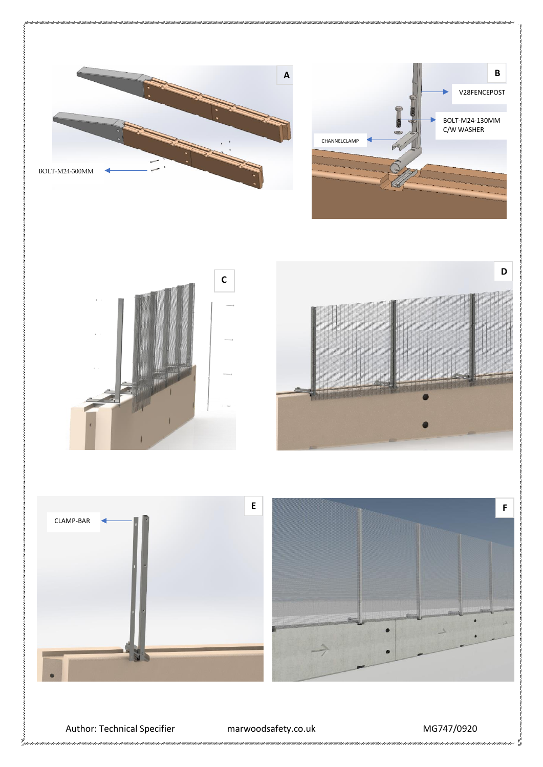A

BOLT-M24-300MM

B

V28FENCEPOST

BOLT-M24-130MM C/W WASHER

CHANNELCLAMP

C

D

E

CLAMP-BAR

F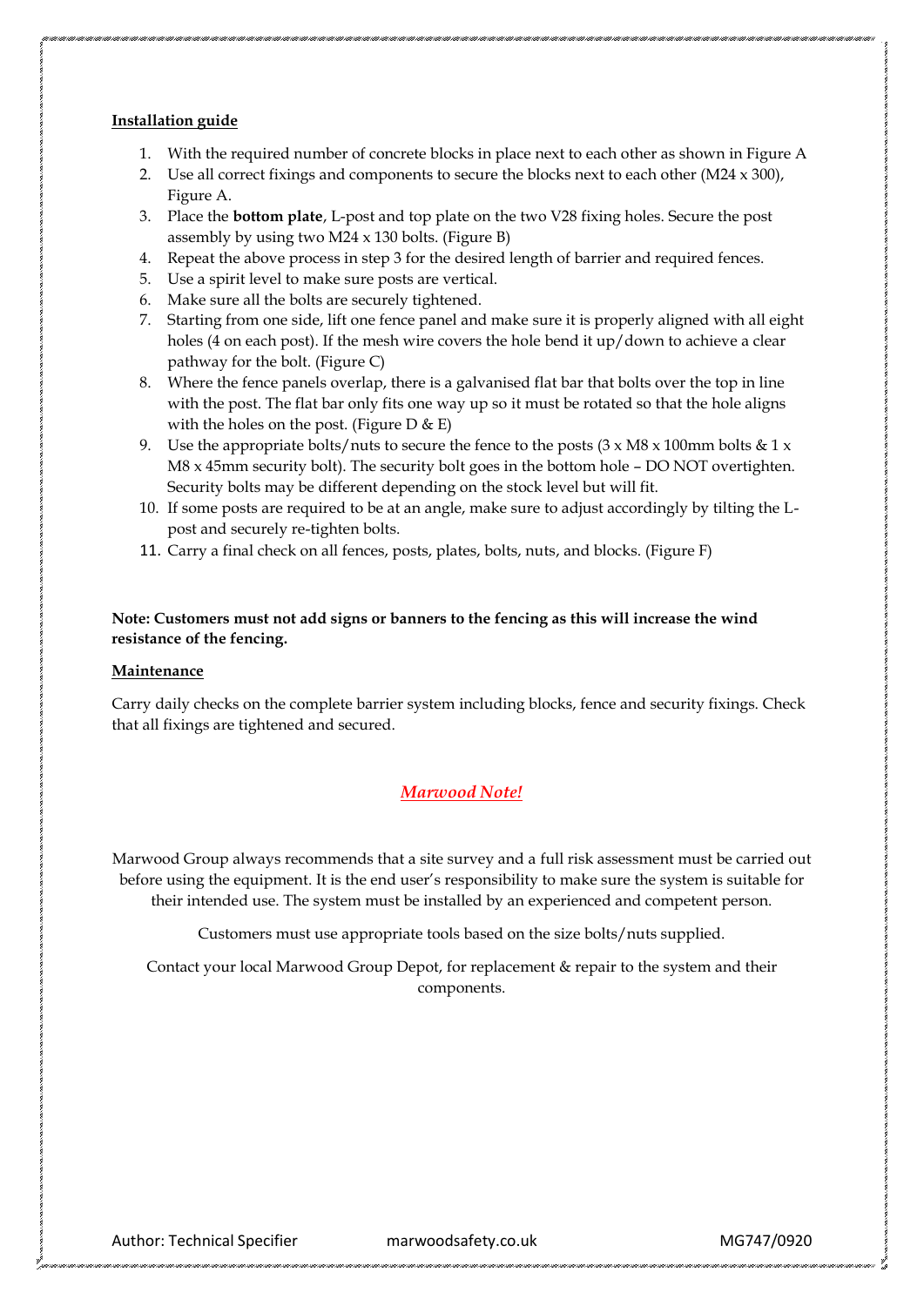**<u>Installation guide</u>**

1. With the required number of concrete blocks in place next to each other as shown in Figure A
2. Use all correct fixings and components to secure the blocks next to each other (M24 x 300), Figure A.
3. Place the **bottom plate**, L-post and top plate on the two V28 fixing holes. Secure the post assembly by using two M24 x 130 bolts. (Figure B)
4. Repeat the above process in step 3 for the desired length of barrier and required fences.
5. Use a spirit level to make sure posts are vertical.
6. Make sure all the bolts are securely tightened.
7. Starting from one side, lift one fence panel and make sure it is properly aligned with all eight holes (4 on each post). If the mesh wire covers the hole bend it up/down to achieve a clear pathway for the bolt. (Figure C)
8. Where the fence panels overlap, there is a galvanised flat bar that bolts over the top in line with the post. The flat bar only fits one way up so it must be rotated so that the hole aligns with the holes on the post. (Figure D & E)
9. Use the appropriate bolts/nuts to secure the fence to the posts (3 x M8 x 100mm bolts & 1 x M8 x 45mm security bolt). The security bolt goes in the bottom hole – DO NOT overtighten. Security bolts may be different depending on the stock level but will fit.
10. If some posts are required to be at an angle, make sure to adjust accordingly by tilting the L-post and securely re-tighten bolts.
11. Carry a final check on all fences, posts, plates, bolts, nuts, and blocks. (Figure F)

**Note: Customers must not add signs or banners to the fencing as this will increase the wind resistance of the fencing.**

**<u>Maintenance</u>**

Carry daily checks on the complete barrier system including blocks, fence and security fixings. Check that all fixings are tightened and secured.

***<u>Marwood Note!</u>***

Marwood Group always recommends that a site survey and a full risk assessment must be carried out before using the equipment. It is the end user's responsibility to make sure the system is suitable for their intended use. The system must be installed by an experienced and competent person.

Customers must use appropriate tools based on the size bolts/nuts supplied.

Contact your local Marwood Group Depot, for replacement & repair to the system and their components.

Author: Technical Specifier marwoodsafety.co.uk MG747/0920